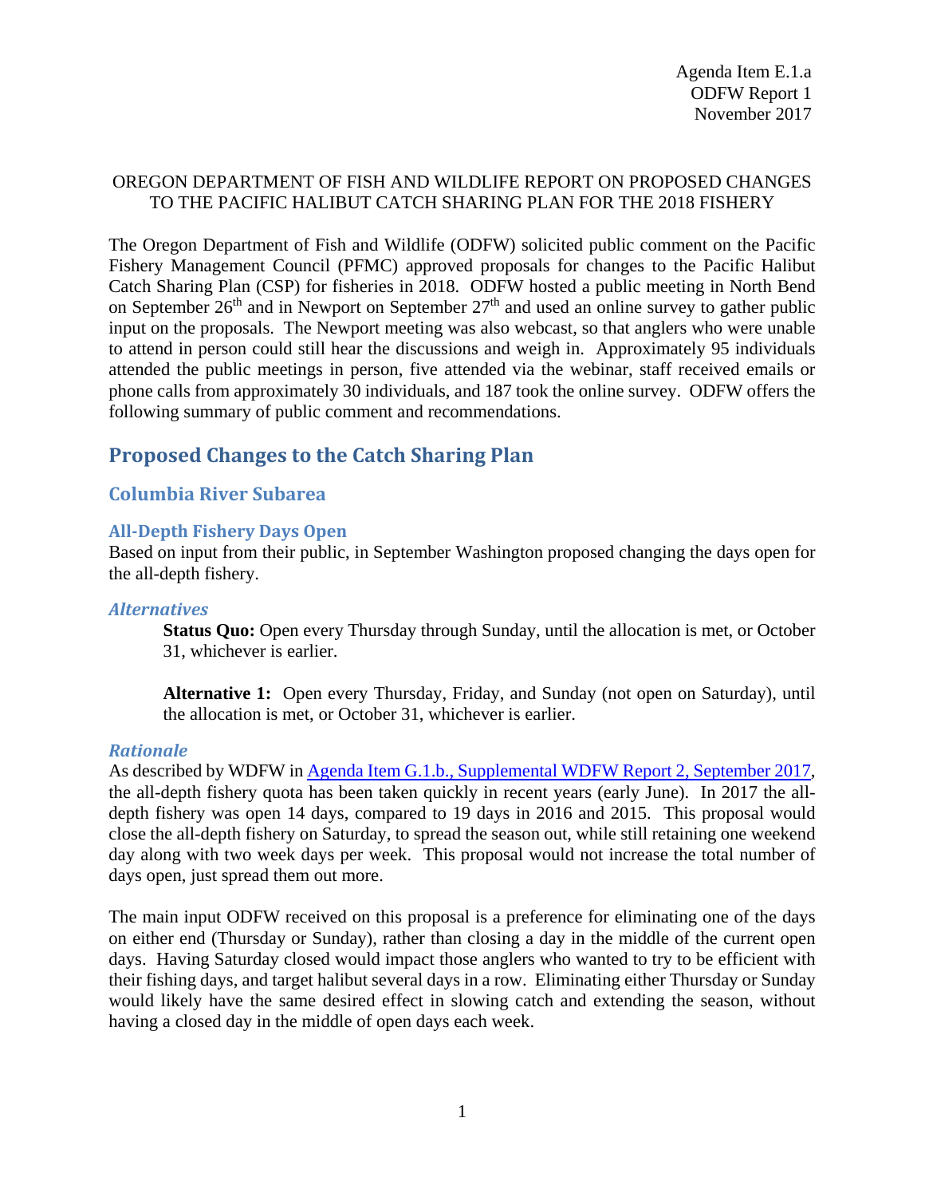Agenda Item E.1.a
ODFW Report 1
November 2017

OREGON DEPARTMENT OF FISH AND WILDLIFE REPORT ON PROPOSED CHANGES TO THE PACIFIC HALIBUT CATCH SHARING PLAN FOR THE 2018 FISHERY

The Oregon Department of Fish and Wildlife (ODFW) solicited public comment on the Pacific Fishery Management Council (PFMC) approved proposals for changes to the Pacific Halibut Catch Sharing Plan (CSP) for fisheries in 2018. ODFW hosted a public meeting in North Bend on September 26th and in Newport on September 27th and used an online survey to gather public input on the proposals. The Newport meeting was also webcast, so that anglers who were unable to attend in person could still hear the discussions and weigh in. Approximately 95 individuals attended the public meetings in person, five attended via the webinar, staff received emails or phone calls from approximately 30 individuals, and 187 took the online survey. ODFW offers the following summary of public comment and recommendations.

# Proposed Changes to the Catch Sharing Plan

## Columbia River Subarea

### All-Depth Fishery Days Open

Based on input from their public, in September Washington proposed changing the days open for the all-depth fishery.

#### *Alternatives*

**Status Quo:** Open every Thursday through Sunday, until the allocation is met, or October 31, whichever is earlier.

**Alternative 1:** Open every Thursday, Friday, and Sunday (not open on Saturday), until the allocation is met, or October 31, whichever is earlier.

#### *Rationale*

As described by WDFW in Agenda Item G.1.b., Supplemental WDFW Report 2, September 2017, the all-depth fishery quota has been taken quickly in recent years (early June). In 2017 the all-depth fishery was open 14 days, compared to 19 days in 2016 and 2015. This proposal would close the all-depth fishery on Saturday, to spread the season out, while still retaining one weekend day along with two week days per week. This proposal would not increase the total number of days open, just spread them out more.

The main input ODFW received on this proposal is a preference for eliminating one of the days on either end (Thursday or Sunday), rather than closing a day in the middle of the current open days. Having Saturday closed would impact those anglers who wanted to try to be efficient with their fishing days, and target halibut several days in a row. Eliminating either Thursday or Sunday would likely have the same desired effect in slowing catch and extending the season, without having a closed day in the middle of open days each week.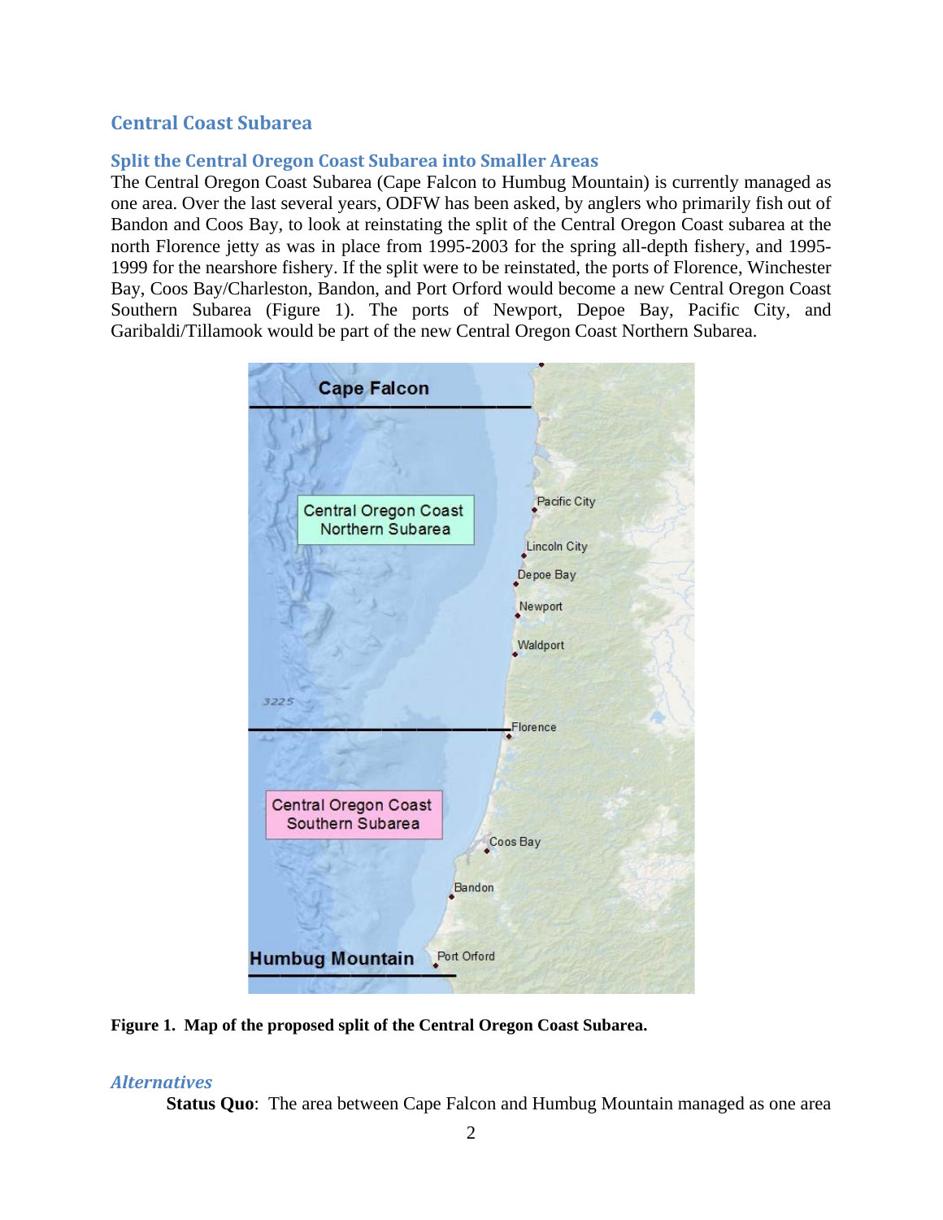## Central Coast Subarea

### Split the Central Oregon Coast Subarea into Smaller Areas

The Central Oregon Coast Subarea (Cape Falcon to Humbug Mountain) is currently managed as one area. Over the last several years, ODFW has been asked, by anglers who primarily fish out of Bandon and Coos Bay, to look at reinstating the split of the Central Oregon Coast subarea at the north Florence jetty as was in place from 1995-2003 for the spring all-depth fishery, and 1995-1999 for the nearshore fishery. If the split were to be reinstated, the ports of Florence, Winchester Bay, Coos Bay/Charleston, Bandon, and Port Orford would become a new Central Oregon Coast Southern Subarea (Figure 1). The ports of Newport, Depoe Bay, Pacific City, and Garibaldi/Tillamook would be part of the new Central Oregon Coast Northern Subarea.

**Figure 1. Map of the proposed split of the Central Oregon Coast Subarea.**

#### *Alternatives*

**Status Quo**: The area between Cape Falcon and Humbug Mountain managed as one area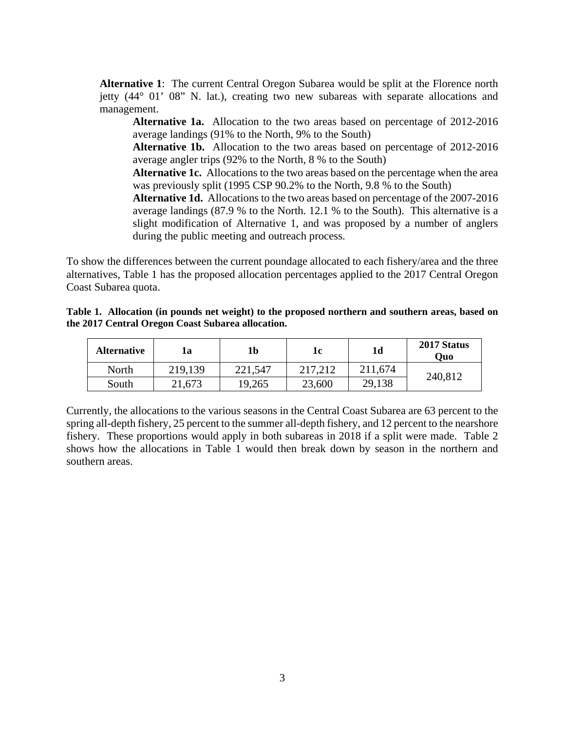**Alternative 1**: The current Central Oregon Subarea would be split at the Florence north jetty (44° 01' 08" N. lat.), creating two new subareas with separate allocations and management.

> **Alternative 1a.** Allocation to the two areas based on percentage of 2012-2016 average landings (91% to the North, 9% to the South)
>
> **Alternative 1b.** Allocation to the two areas based on percentage of 2012-2016 average angler trips (92% to the North, 8 % to the South)
>
> **Alternative 1c.** Allocations to the two areas based on the percentage when the area was previously split (1995 CSP 90.2% to the North, 9.8 % to the South)
>
> **Alternative 1d.** Allocations to the two areas based on percentage of the 2007-2016 average landings (87.9 % to the North. 12.1 % to the South). This alternative is a slight modification of Alternative 1, and was proposed by a number of anglers during the public meeting and outreach process.

To show the differences between the current poundage allocated to each fishery/area and the three alternatives, Table 1 has the proposed allocation percentages applied to the 2017 Central Oregon Coast Subarea quota.

**Table 1. Allocation (in pounds net weight) to the proposed northern and southern areas, based on the 2017 Central Oregon Coast Subarea allocation.**

| Alternative | 1a | 1b | 1c | 1d | 2017 Status Quo |
|---|---|---|---|---|---|
| North | 219,139 | 221,547 | 217,212 | 211,674 | 240,812 |
| South | 21,673 | 19,265 | 23,600 | 29,138 | |

Currently, the allocations to the various seasons in the Central Coast Subarea are 63 percent to the spring all-depth fishery, 25 percent to the summer all-depth fishery, and 12 percent to the nearshore fishery. These proportions would apply in both subareas in 2018 if a split were made. Table 2 shows how the allocations in Table 1 would then break down by season in the northern and southern areas.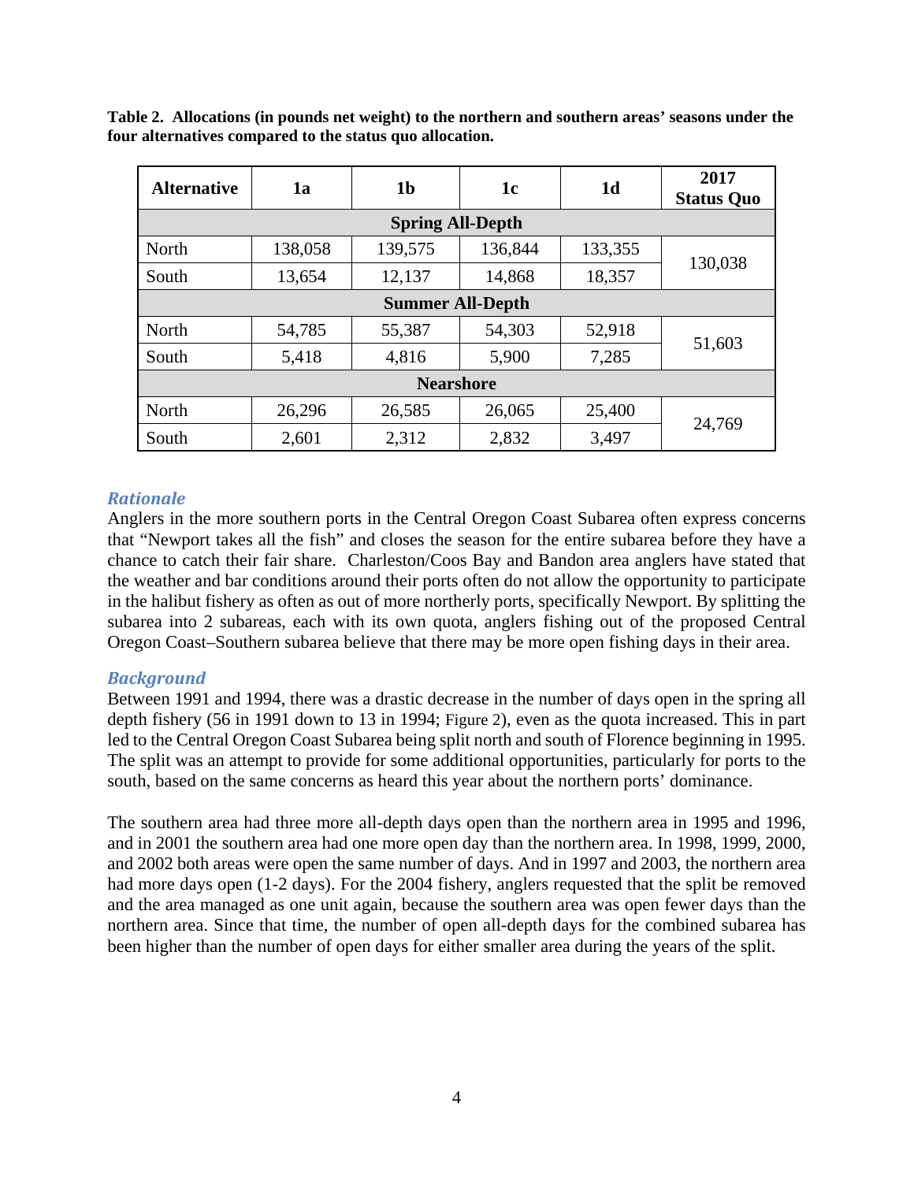**Table 2. Allocations (in pounds net weight) to the northern and southern areas' seasons under the four alternatives compared to the status quo allocation.**

| Alternative | 1a | 1b | 1c | 1d | 2017 Status Quo |
|---|---|---|---|---|---|
| **Spring All-Depth** | | | | | |
| North | 138,058 | 139,575 | 136,844 | 133,355 | 130,038 |
| South | 13,654 | 12,137 | 14,868 | 18,357 | |
| **Summer All-Depth** | | | | | |
| North | 54,785 | 55,387 | 54,303 | 52,918 | 51,603 |
| South | 5,418 | 4,816 | 5,900 | 7,285 | |
| **Nearshore** | | | | | |
| North | 26,296 | 26,585 | 26,065 | 25,400 | 24,769 |
| South | 2,601 | 2,312 | 2,832 | 3,497 | |

### *Rationale*

Anglers in the more southern ports in the Central Oregon Coast Subarea often express concerns that "Newport takes all the fish" and closes the season for the entire subarea before they have a chance to catch their fair share. Charleston/Coos Bay and Bandon area anglers have stated that the weather and bar conditions around their ports often do not allow the opportunity to participate in the halibut fishery as often as out of more northerly ports, specifically Newport. By splitting the subarea into 2 subareas, each with its own quota, anglers fishing out of the proposed Central Oregon Coast–Southern subarea believe that there may be more open fishing days in their area.

### *Background*

Between 1991 and 1994, there was a drastic decrease in the number of days open in the spring all depth fishery (56 in 1991 down to 13 in 1994; Figure 2), even as the quota increased. This in part led to the Central Oregon Coast Subarea being split north and south of Florence beginning in 1995. The split was an attempt to provide for some additional opportunities, particularly for ports to the south, based on the same concerns as heard this year about the northern ports' dominance.

The southern area had three more all-depth days open than the northern area in 1995 and 1996, and in 2001 the southern area had one more open day than the northern area. In 1998, 1999, 2000, and 2002 both areas were open the same number of days. And in 1997 and 2003, the northern area had more days open (1-2 days). For the 2004 fishery, anglers requested that the split be removed and the area managed as one unit again, because the southern area was open fewer days than the northern area. Since that time, the number of open all-depth days for the combined subarea has been higher than the number of open days for either smaller area during the years of the split.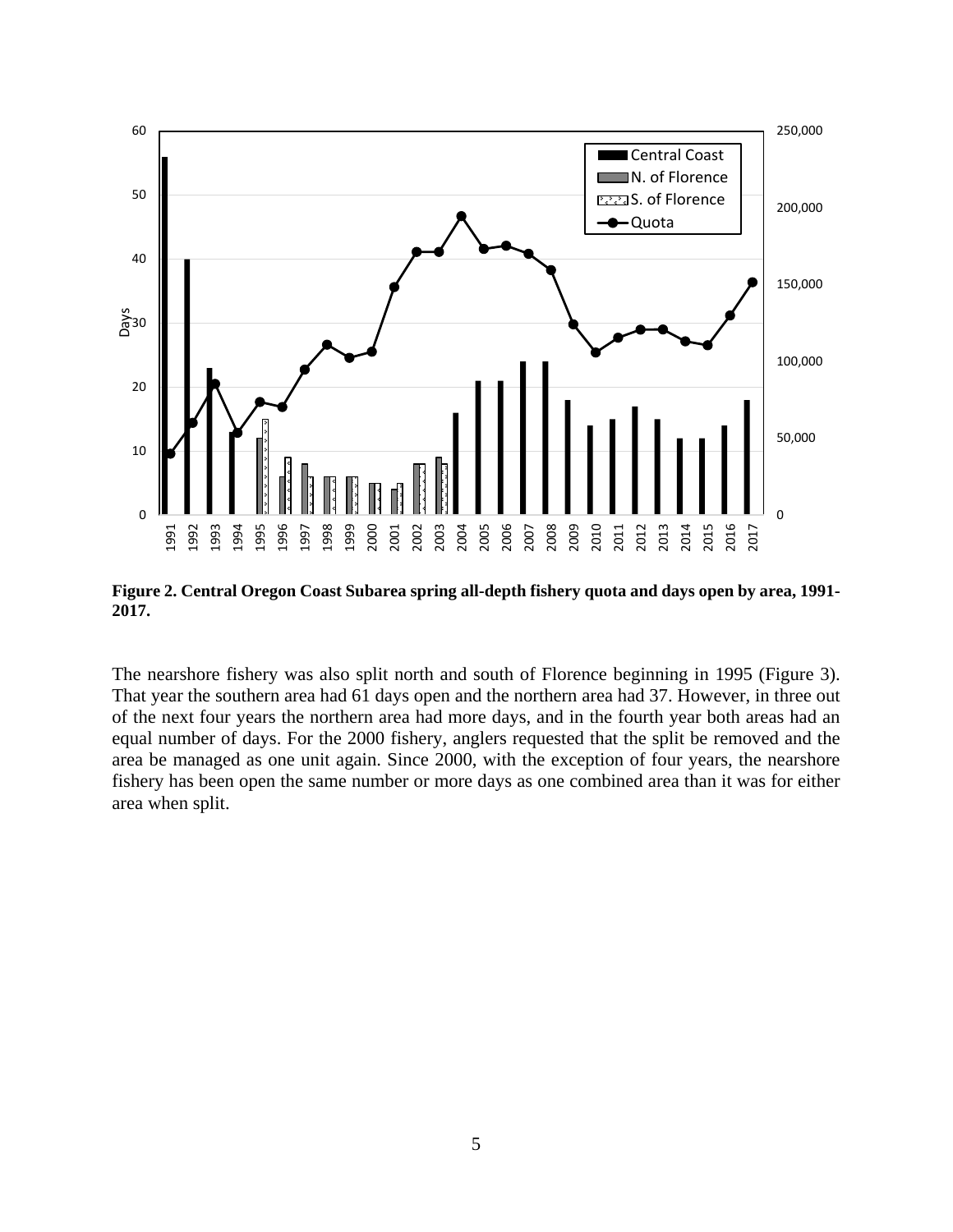**Figure 2. Central Oregon Coast Subarea spring all-depth fishery quota and days open by area, 1991-2017.**

The nearshore fishery was also split north and south of Florence beginning in 1995 (Figure 3). That year the southern area had 61 days open and the northern area had 37. However, in three out of the next four years the northern area had more days, and in the fourth year both areas had an equal number of days. For the 2000 fishery, anglers requested that the split be removed and the area be managed as one unit again. Since 2000, with the exception of four years, the nearshore fishery has been open the same number or more days as one combined area than it was for either area when split.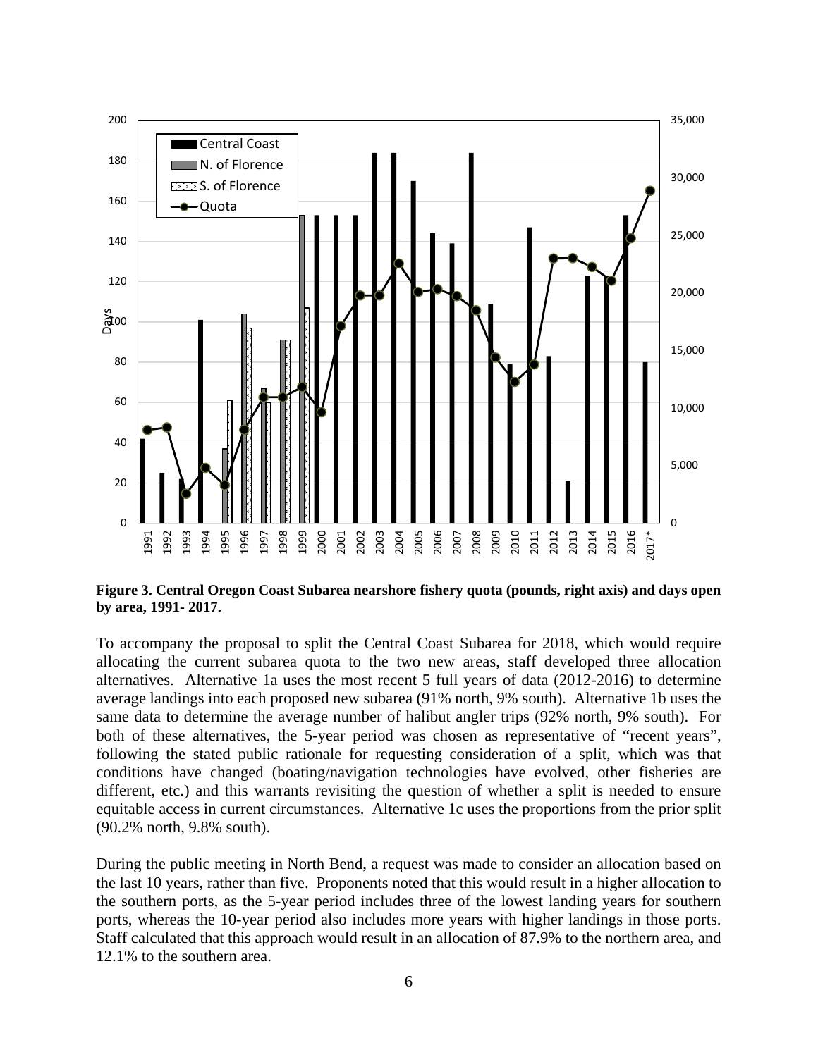**Figure 3. Central Oregon Coast Subarea nearshore fishery quota (pounds, right axis) and days open by area, 1991- 2017.**

To accompany the proposal to split the Central Coast Subarea for 2018, which would require allocating the current subarea quota to the two new areas, staff developed three allocation alternatives. Alternative 1a uses the most recent 5 full years of data (2012-2016) to determine average landings into each proposed new subarea (91% north, 9% south). Alternative 1b uses the same data to determine the average number of halibut angler trips (92% north, 9% south). For both of these alternatives, the 5-year period was chosen as representative of "recent years", following the stated public rationale for requesting consideration of a split, which was that conditions have changed (boating/navigation technologies have evolved, other fisheries are different, etc.) and this warrants revisiting the question of whether a split is needed to ensure equitable access in current circumstances. Alternative 1c uses the proportions from the prior split (90.2% north, 9.8% south).

During the public meeting in North Bend, a request was made to consider an allocation based on the last 10 years, rather than five. Proponents noted that this would result in a higher allocation to the southern ports, as the 5-year period includes three of the lowest landing years for southern ports, whereas the 10-year period also includes more years with higher landings in those ports. Staff calculated that this approach would result in an allocation of 87.9% to the northern area, and 12.1% to the southern area.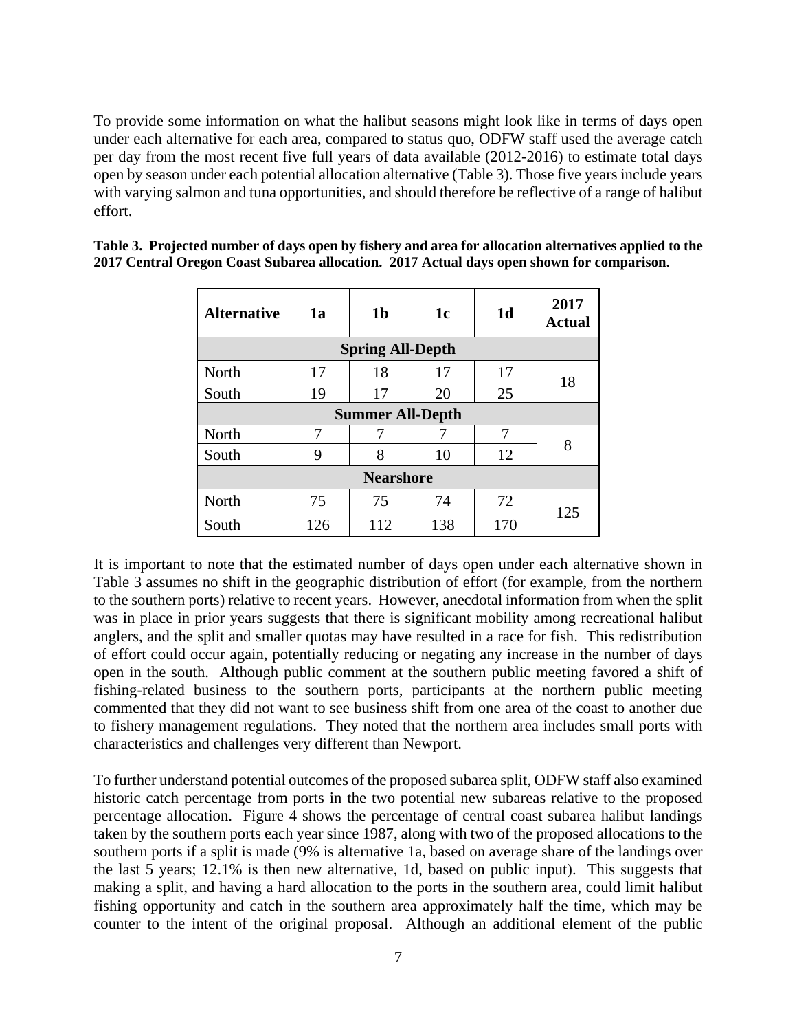To provide some information on what the halibut seasons might look like in terms of days open under each alternative for each area, compared to status quo, ODFW staff used the average catch per day from the most recent five full years of data available (2012-2016) to estimate total days open by season under each potential allocation alternative (Table 3). Those five years include years with varying salmon and tuna opportunities, and should therefore be reflective of a range of halibut effort.

**Table 3. Projected number of days open by fishery and area for allocation alternatives applied to the 2017 Central Oregon Coast Subarea allocation. 2017 Actual days open shown for comparison.**

| Alternative | 1a | 1b | 1c | 1d | 2017 Actual |
|---|---|---|---|---|---|
| **Spring All-Depth** | | | | | |
| North | 17 | 18 | 17 | 17 | 18 |
| South | 19 | 17 | 20 | 25 | |
| **Summer All-Depth** | | | | | |
| North | 7 | 7 | 7 | 7 | 8 |
| South | 9 | 8 | 10 | 12 | |
| **Nearshore** | | | | | |
| North | 75 | 75 | 74 | 72 | 125 |
| South | 126 | 112 | 138 | 170 | |

It is important to note that the estimated number of days open under each alternative shown in Table 3 assumes no shift in the geographic distribution of effort (for example, from the northern to the southern ports) relative to recent years. However, anecdotal information from when the split was in place in prior years suggests that there is significant mobility among recreational halibut anglers, and the split and smaller quotas may have resulted in a race for fish. This redistribution of effort could occur again, potentially reducing or negating any increase in the number of days open in the south. Although public comment at the southern public meeting favored a shift of fishing-related business to the southern ports, participants at the northern public meeting commented that they did not want to see business shift from one area of the coast to another due to fishery management regulations. They noted that the northern area includes small ports with characteristics and challenges very different than Newport.

To further understand potential outcomes of the proposed subarea split, ODFW staff also examined historic catch percentage from ports in the two potential new subareas relative to the proposed percentage allocation. Figure 4 shows the percentage of central coast subarea halibut landings taken by the southern ports each year since 1987, along with two of the proposed allocations to the southern ports if a split is made (9% is alternative 1a, based on average share of the landings over the last 5 years; 12.1% is then new alternative, 1d, based on public input). This suggests that making a split, and having a hard allocation to the ports in the southern area, could limit halibut fishing opportunity and catch in the southern area approximately half the time, which may be counter to the intent of the original proposal. Although an additional element of the public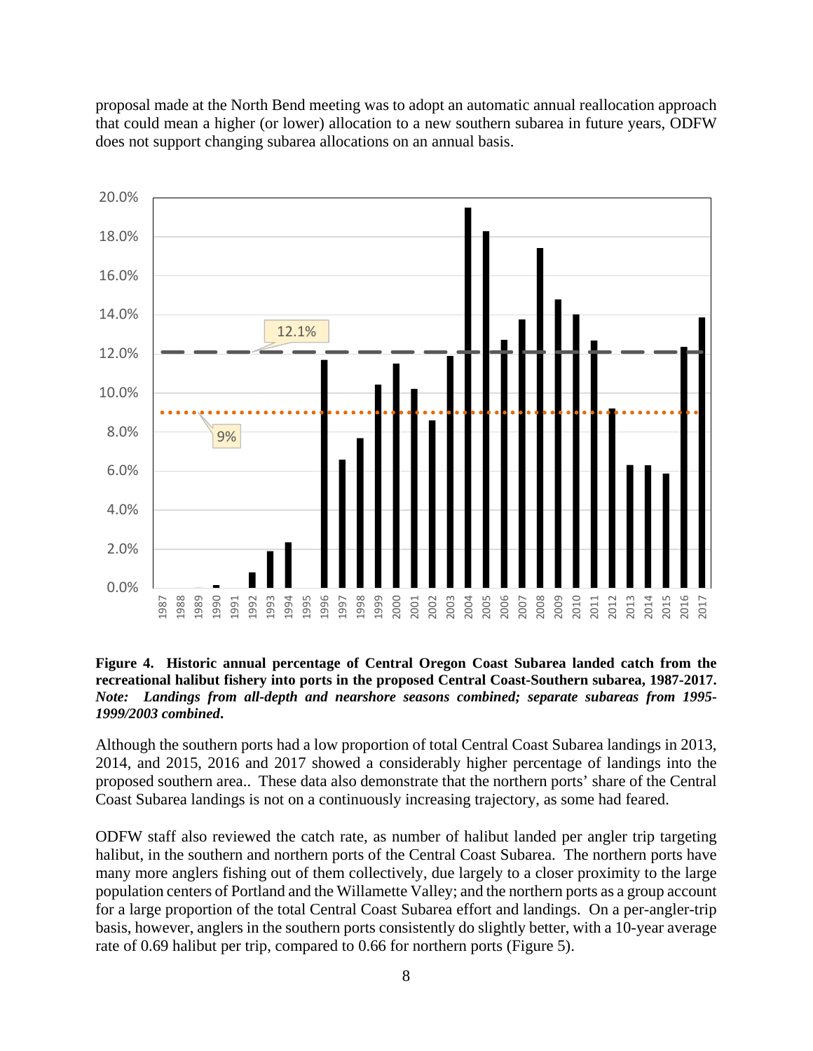proposal made at the North Bend meeting was to adopt an automatic annual reallocation approach that could mean a higher (or lower) allocation to a new southern subarea in future years, ODFW does not support changing subarea allocations on an annual basis.

**Figure 4. Historic annual percentage of Central Oregon Coast Subarea landed catch from the recreational halibut fishery into ports in the proposed Central Coast-Southern subarea, 1987-2017.** ***Note: Landings from all-depth and nearshore seasons combined; separate subareas from 1995-1999/2003 combined.***

Although the southern ports had a low proportion of total Central Coast Subarea landings in 2013, 2014, and 2015, 2016 and 2017 showed a considerably higher percentage of landings into the proposed southern area.. These data also demonstrate that the northern ports' share of the Central Coast Subarea landings is not on a continuously increasing trajectory, as some had feared.

ODFW staff also reviewed the catch rate, as number of halibut landed per angler trip targeting halibut, in the southern and northern ports of the Central Coast Subarea. The northern ports have many more anglers fishing out of them collectively, due largely to a closer proximity to the large population centers of Portland and the Willamette Valley; and the northern ports as a group account for a large proportion of the total Central Coast Subarea effort and landings. On a per-angler-trip basis, however, anglers in the southern ports consistently do slightly better, with a 10-year average rate of 0.69 halibut per trip, compared to 0.66 for northern ports (Figure 5).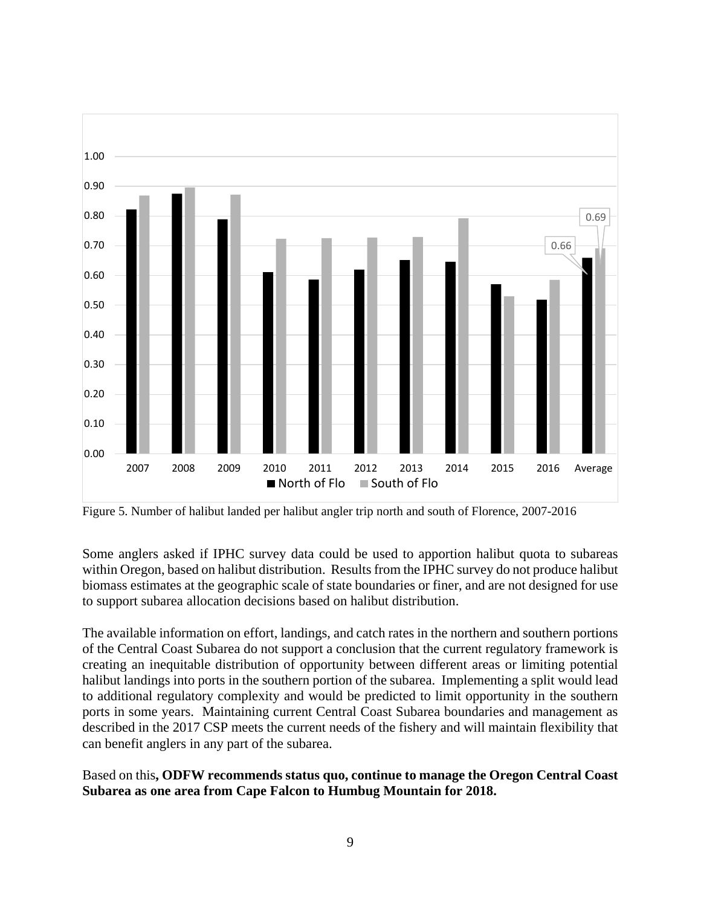Figure 5. Number of halibut landed per halibut angler trip north and south of Florence, 2007-2016

Some anglers asked if IPHC survey data could be used to apportion halibut quota to subareas within Oregon, based on halibut distribution. Results from the IPHC survey do not produce halibut biomass estimates at the geographic scale of state boundaries or finer, and are not designed for use to support subarea allocation decisions based on halibut distribution.

The available information on effort, landings, and catch rates in the northern and southern portions of the Central Coast Subarea do not support a conclusion that the current regulatory framework is creating an inequitable distribution of opportunity between different areas or limiting potential halibut landings into ports in the southern portion of the subarea. Implementing a split would lead to additional regulatory complexity and would be predicted to limit opportunity in the southern ports in some years. Maintaining current Central Coast Subarea boundaries and management as described in the 2017 CSP meets the current needs of the fishery and will maintain flexibility that can benefit anglers in any part of the subarea.

Based on this**, ODFW recommends status quo, continue to manage the Oregon Central Coast Subarea as one area from Cape Falcon to Humbug Mountain for 2018.**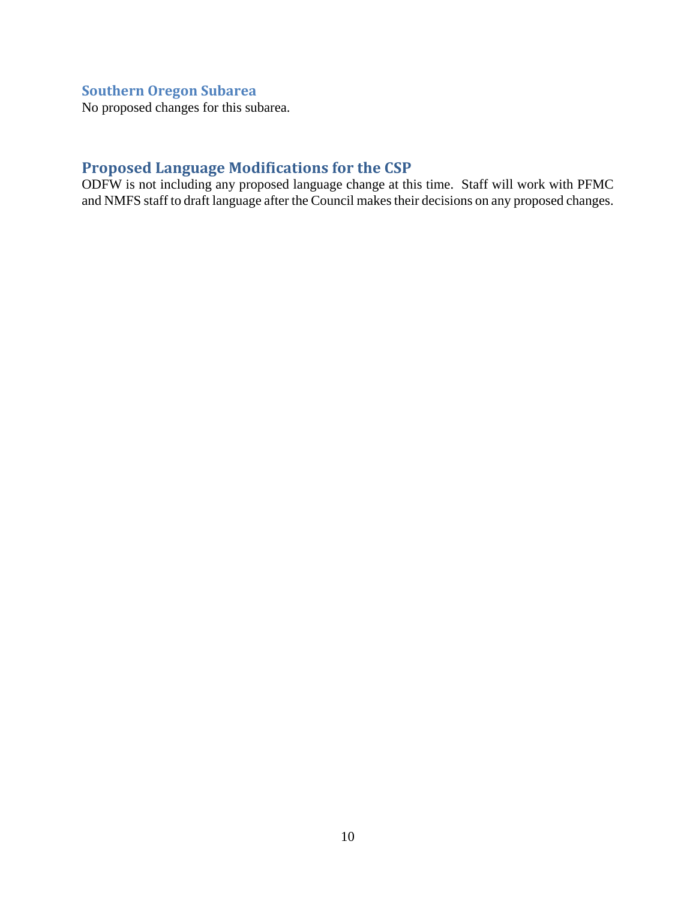### Southern Oregon Subarea

No proposed changes for this subarea.

## Proposed Language Modifications for the CSP

ODFW is not including any proposed language change at this time. Staff will work with PFMC and NMFS staff to draft language after the Council makes their decisions on any proposed changes.